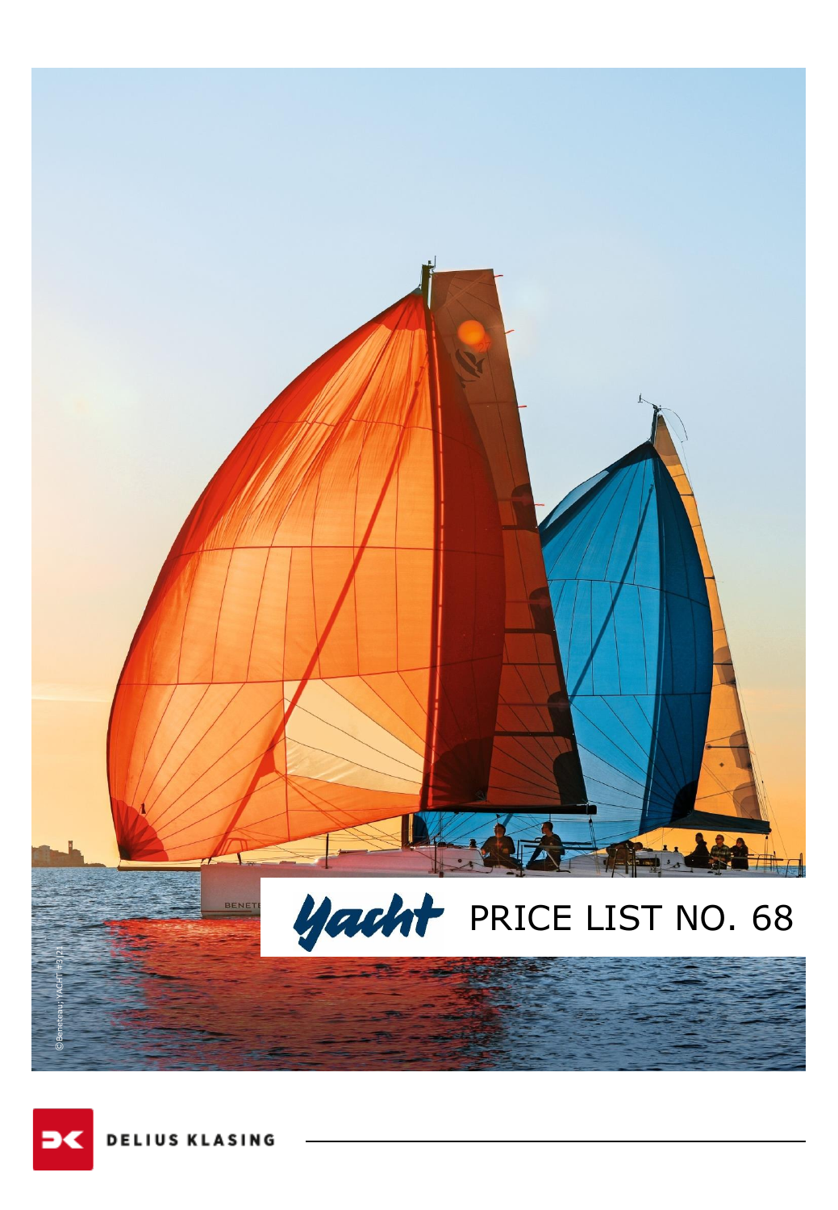# Yacht PRICE LIST NO. 68

©Beneteau; YACHT 8/21

DELIUS KLASING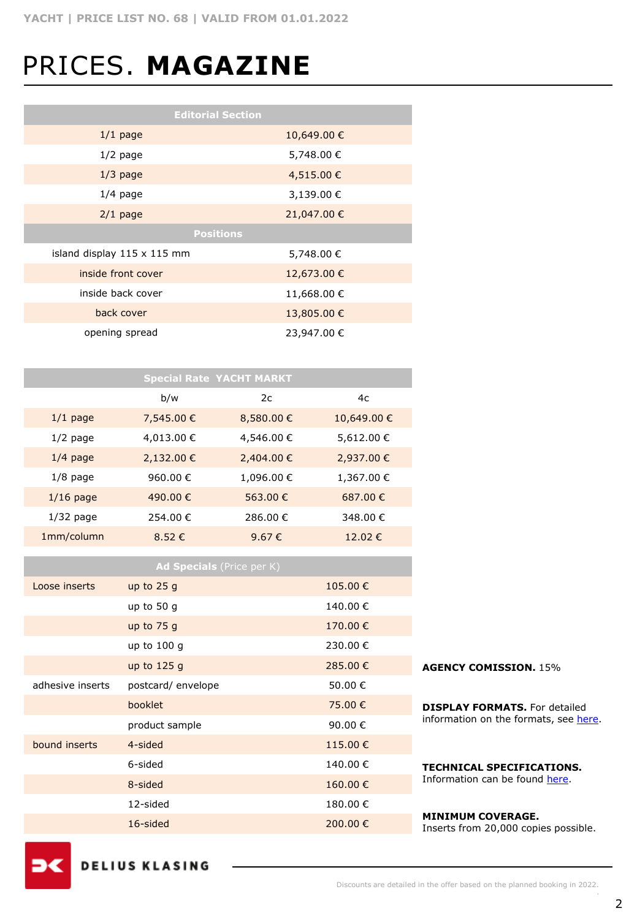# PRICES. **MAGAZINE**

| Editorial Section | |
|---|---|
| 1/1 page | 10,649.00 € |
| 1/2 page | 5,748.00 € |
| 1/3 page | 4,515.00 € |
| 1/4 page | 3,139.00 € |
| 2/1 page | 21,047.00 € |
| **Positions** | |
| island display 115 x 115 mm | 5,748.00 € |
| inside front cover | 12,673.00 € |
| inside back cover | 11,668.00 € |
| back cover | 13,805.00 € |
| opening spread | 23,947.00 € |

| Special Rate YACHT MARKT | | | |
|---|---|---|---|
| | b/w | 2c | 4c |
| 1/1 page | 7,545.00 € | 8,580.00 € | 10,649.00 € |
| 1/2 page | 4,013.00 € | 4,546.00 € | 5,612.00 € |
| 1/4 page | 2,132.00 € | 2,404.00 € | 2,937.00 € |
| 1/8 page | 960.00 € | 1,096.00 € | 1,367.00 € |
| 1/16 page | 490.00 € | 563.00 € | 687.00 € |
| 1/32 page | 254.00 € | 286.00 € | 348.00 € |
| 1mm/column | 8.52 € | 9.67 € | 12.02 € |

| **Ad Specials** (Price per K) | | |
|---|---|---|
| Loose inserts | up to 25 g | 105.00 € |
| | up to 50 g | 140.00 € |
| | up to 75 g | 170.00 € |
| | up to 100 g | 230.00 € |
| | up to 125 g | 285.00 € |
| adhesive inserts | postcard/ envelope | 50.00 € |
| | booklet | 75.00 € |
| | product sample | 90.00 € |
| bound inserts | 4-sided | 115.00 € |
| | 6-sided | 140.00 € |
| | 8-sided | 160.00 € |
| | 12-sided | 180.00 € |
| | 16-sided | 200.00 € |

**AGENCY COMISSION.** 15%

**DISPLAY FORMATS.** For detailed information on the formats, see here.

**TECHNICAL SPECIFICATIONS.** Information can be found here.

**MINIMUM COVERAGE.** Inserts from 20,000 copies possible.

Discounts are detailed in the offer based on the planned booking in 2022.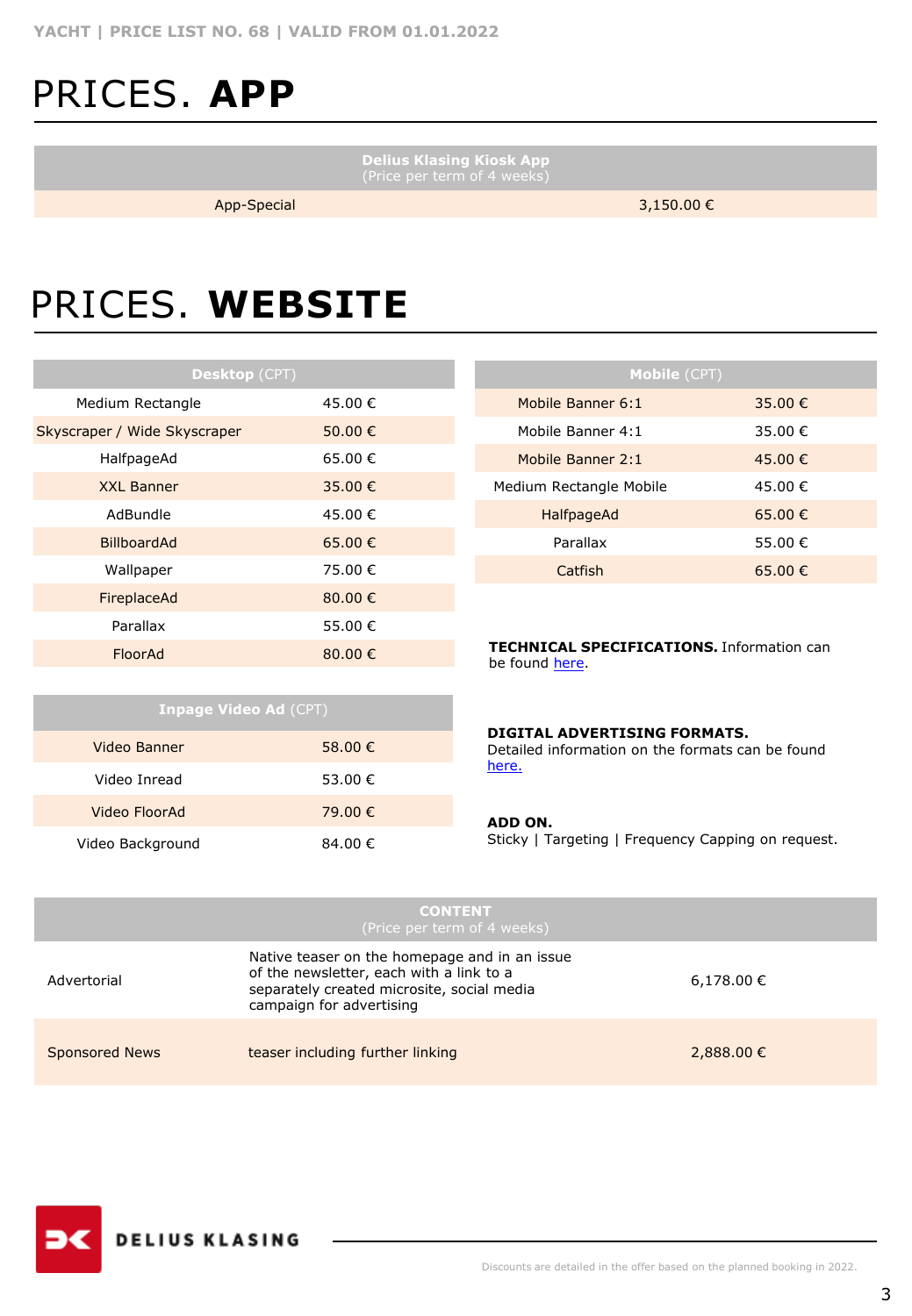# PRICES. **APP**

| **Delius Klasing Kiosk App** (Price per term of 4 weeks) | |
|---|---|
| App-Special | 3,150.00 € |

# PRICES. **WEBSITE**

| **Desktop** (CPT) | |
|---|---|
| Medium Rectangle | 45.00 € |
| Skyscraper / Wide Skyscraper | 50.00 € |
| HalfpageAd | 65.00 € |
| XXL Banner | 35.00 € |
| AdBundle | 45.00 € |
| BillboardAd | 65.00 € |
| Wallpaper | 75.00 € |
| FireplaceAd | 80.00 € |
| Parallax | 55.00 € |
| FloorAd | 80.00 € |

| **Mobile** (CPT) | |
|---|---|
| Mobile Banner 6:1 | 35.00 € |
| Mobile Banner 4:1 | 35.00 € |
| Mobile Banner 2:1 | 45.00 € |
| Medium Rectangle Mobile | 45.00 € |
| HalfpageAd | 65.00 € |
| Parallax | 55.00 € |
| Catfish | 65.00 € |

**TECHNICAL SPECIFICATIONS.** Information can be found here.

| **Inpage Video Ad** (CPT) | |
|---|---|
| Video Banner | 58.00 € |
| Video Inread | 53.00 € |
| Video FloorAd | 79.00 € |
| Video Background | 84.00 € |

**DIGITAL ADVERTISING FORMATS.**
Detailed information on the formats can be found here.

**ADD ON.**
Sticky | Targeting | Frequency Capping on request.

| **CONTENT** (Price per term of 4 weeks) | | |
|---|---|---|
| Advertorial | Native teaser on the homepage and in an issue of the newsletter, each with a link to a separately created microsite, social media campaign for advertising | 6,178.00 € |
| Sponsored News | teaser including further linking | 2,888.00 € |

Discounts are detailed in the offer based on the planned booking in 2022.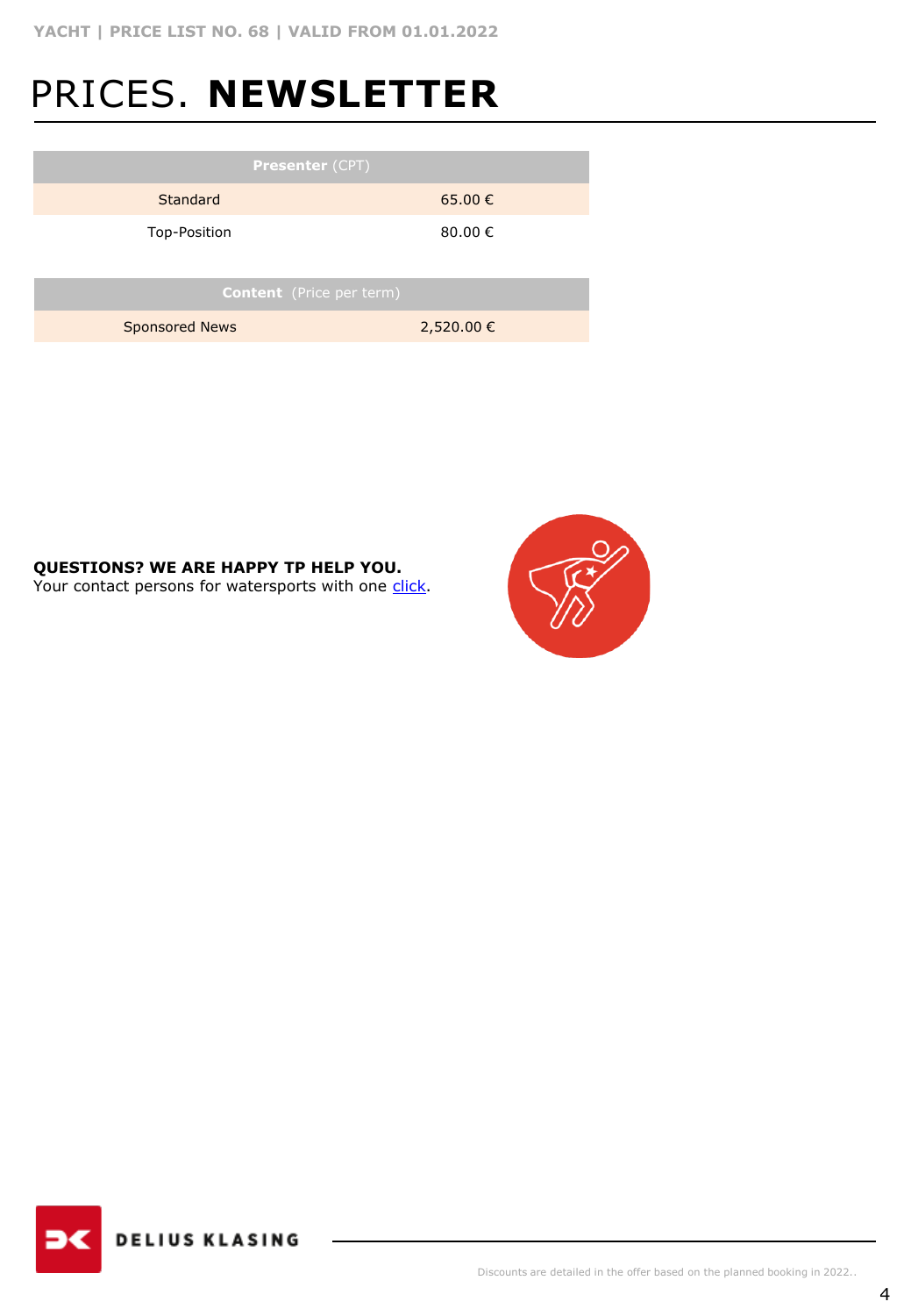# PRICES. **NEWSLETTER**

| **Presenter** (CPT) | |
|---|---|
| Standard | 65.00 € |
| Top-Position | 80.00 € |

| **Content** (Price per term) | |
|---|---|
| Sponsored News | 2,520.00 € |

**QUESTIONS? WE ARE HAPPY TP HELP YOU.**
Your contact persons for watersports with one click.

DELIUS KLASING

Discounts are detailed in the offer based on the planned booking in 2022..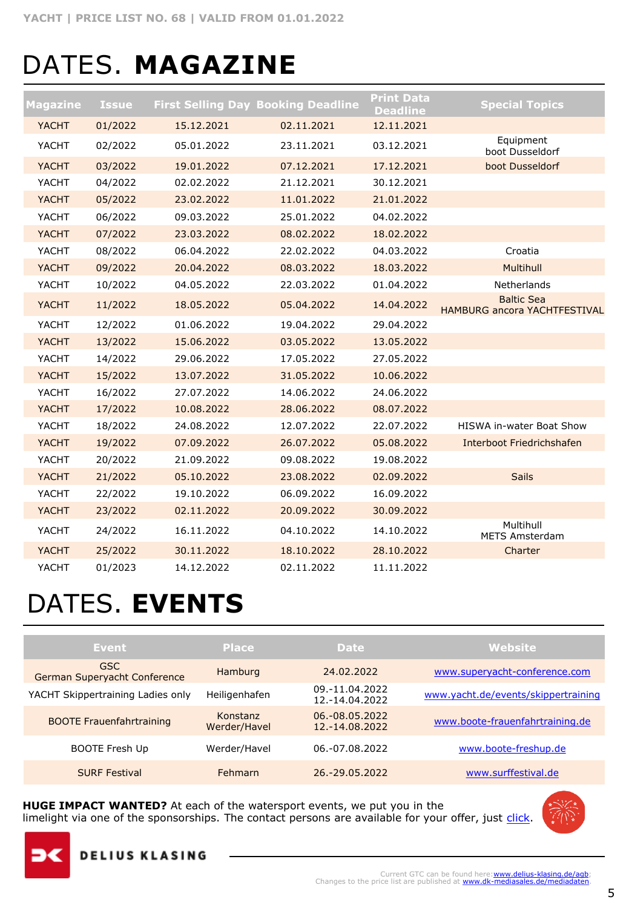# DATES. **MAGAZINE**

| Magazine | Issue | First Selling Day | Booking Deadline | Print Data Deadline | Special Topics |
|---|---|---|---|---|---|
| YACHT | 01/2022 | 15.12.2021 | 02.11.2021 | 12.11.2021 | |
| YACHT | 02/2022 | 05.01.2022 | 23.11.2021 | 03.12.2021 | Equipment boot Dusseldorf |
| YACHT | 03/2022 | 19.01.2022 | 07.12.2021 | 17.12.2021 | boot Dusseldorf |
| YACHT | 04/2022 | 02.02.2022 | 21.12.2021 | 30.12.2021 | |
| YACHT | 05/2022 | 23.02.2022 | 11.01.2022 | 21.01.2022 | |
| YACHT | 06/2022 | 09.03.2022 | 25.01.2022 | 04.02.2022 | |
| YACHT | 07/2022 | 23.03.2022 | 08.02.2022 | 18.02.2022 | |
| YACHT | 08/2022 | 06.04.2022 | 22.02.2022 | 04.03.2022 | Croatia |
| YACHT | 09/2022 | 20.04.2022 | 08.03.2022 | 18.03.2022 | Multihull |
| YACHT | 10/2022 | 04.05.2022 | 22.03.2022 | 01.04.2022 | Netherlands |
| YACHT | 11/2022 | 18.05.2022 | 05.04.2022 | 14.04.2022 | Baltic Sea HAMBURG ancora YACHTFESTIVAL |
| YACHT | 12/2022 | 01.06.2022 | 19.04.2022 | 29.04.2022 | |
| YACHT | 13/2022 | 15.06.2022 | 03.05.2022 | 13.05.2022 | |
| YACHT | 14/2022 | 29.06.2022 | 17.05.2022 | 27.05.2022 | |
| YACHT | 15/2022 | 13.07.2022 | 31.05.2022 | 10.06.2022 | |
| YACHT | 16/2022 | 27.07.2022 | 14.06.2022 | 24.06.2022 | |
| YACHT | 17/2022 | 10.08.2022 | 28.06.2022 | 08.07.2022 | |
| YACHT | 18/2022 | 24.08.2022 | 12.07.2022 | 22.07.2022 | HISWA in-water Boat Show |
| YACHT | 19/2022 | 07.09.2022 | 26.07.2022 | 05.08.2022 | Interboot Friedrichshafen |
| YACHT | 20/2022 | 21.09.2022 | 09.08.2022 | 19.08.2022 | |
| YACHT | 21/2022 | 05.10.2022 | 23.08.2022 | 02.09.2022 | Sails |
| YACHT | 22/2022 | 19.10.2022 | 06.09.2022 | 16.09.2022 | |
| YACHT | 23/2022 | 02.11.2022 | 20.09.2022 | 30.09.2022 | |
| YACHT | 24/2022 | 16.11.2022 | 04.10.2022 | 14.10.2022 | Multihull METS Amsterdam |
| YACHT | 25/2022 | 30.11.2022 | 18.10.2022 | 28.10.2022 | Charter |
| YACHT | 01/2023 | 14.12.2022 | 02.11.2022 | 11.11.2022 | |

# DATES. **EVENTS**

| Event | Place | Date | Website |
|---|---|---|---|
| GSC German Superyacht Conference | Hamburg | 24.02.2022 | www.superyacht-conference.com |
| YACHT Skippertraining Ladies only | Heiligenhafen | 09.-11.04.2022 12.-14.04.2022 | www.yacht.de/events/skippertraining |
| BOOTE Frauenfahrtraining | Konstanz Werder/Havel | 06.-08.05.2022 12.-14.08.2022 | www.boote-frauenfahrtraining.de |
| BOOTE Fresh Up | Werder/Havel | 06.-07.08.2022 | www.boote-freshup.de |
| SURF Festival | Fehmarn | 26.-29.05.2022 | www.surffestival.de |

**HUGE IMPACT WANTED?** At each of the watersport events, we put you in the limelight via one of the sponsorships. The contact persons are available for your offer, just click.

DELIUS KLASING

Current GTC can be found here: www.delius-klasing.de/agb;
Changes to the price list are published at www.dk-mediasales.de/mediadaten